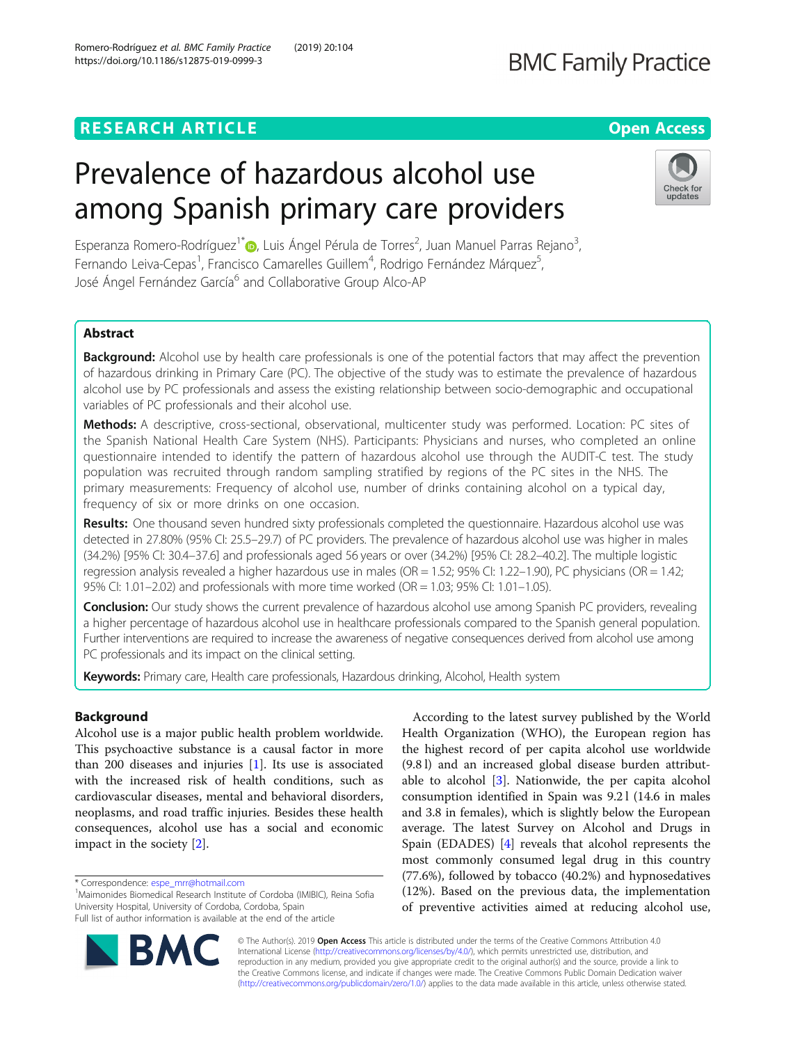RESEARCH ARTICLE

Open Access

# Prevalence of hazardous alcohol use among Spanish primary care providers

Esperanza Romero-Rodríguez[1*], Luis Ángel Pérula de Torres[2], Juan Manuel Parras Rejano[3], Fernando Leiva-Cepas[1], Francisco Camarelles Guillem[4], Rodrigo Fernández Márquez[5], José Ángel Fernández García[6] and Collaborative Group Alco-AP

## Abstract

**Background:** Alcohol use by health care professionals is one of the potential factors that may affect the prevention of hazardous drinking in Primary Care (PC). The objective of the study was to estimate the prevalence of hazardous alcohol use by PC professionals and assess the existing relationship between socio-demographic and occupational variables of PC professionals and their alcohol use.

**Methods:** A descriptive, cross-sectional, observational, multicenter study was performed. Location: PC sites of the Spanish National Health Care System (NHS). Participants: Physicians and nurses, who completed an online questionnaire intended to identify the pattern of hazardous alcohol use through the AUDIT-C test. The study population was recruited through random sampling stratified by regions of the PC sites in the NHS. The primary measurements: Frequency of alcohol use, number of drinks containing alcohol on a typical day, frequency of six or more drinks on one occasion.

**Results:** One thousand seven hundred sixty professionals completed the questionnaire. Hazardous alcohol use was detected in 27.80% (95% CI: 25.5–29.7) of PC providers. The prevalence of hazardous alcohol use was higher in males (34.2%) [95% CI: 30.4–37.6] and professionals aged 56 years or over (34.2%) [95% CI: 28.2–40.2]. The multiple logistic regression analysis revealed a higher hazardous use in males (OR = 1.52; 95% CI: 1.22–1.90), PC physicians (OR = 1.42; 95% CI: 1.01–2.02) and professionals with more time worked (OR = 1.03; 95% CI: 1.01–1.05).

**Conclusion:** Our study shows the current prevalence of hazardous alcohol use among Spanish PC providers, revealing a higher percentage of hazardous alcohol use in healthcare professionals compared to the Spanish general population. Further interventions are required to increase the awareness of negative consequences derived from alcohol use among PC professionals and its impact on the clinical setting.

**Keywords:** Primary care, Health care professionals, Hazardous drinking, Alcohol, Health system

## Background

Alcohol use is a major public health problem worldwide. This psychoactive substance is a causal factor in more than 200 diseases and injuries [1]. Its use is associated with the increased risk of health conditions, such as cardiovascular diseases, mental and behavioral disorders, neoplasms, and road traffic injuries. Besides these health consequences, alcohol use has a social and economic impact in the society [2].

According to the latest survey published by the World Health Organization (WHO), the European region has the highest record of per capita alcohol use worldwide (9.8 l) and an increased global disease burden attributable to alcohol [3]. Nationwide, the per capita alcohol consumption identified in Spain was 9.2 l (14.6 in males and 3.8 in females), which is slightly below the European average. The latest Survey on Alcohol and Drugs in Spain (EDADES) [4] reveals that alcohol represents the most commonly consumed legal drug in this country (77.6%), followed by tobacco (40.2%) and hypnosedatives (12%). Based on the previous data, the implementation of preventive activities aimed at reducing alcohol use,

* Correspondence: espe_mrr@hotmail.com
[1]Maimonides Biomedical Research Institute of Cordoba (IMIBIC), Reina Sofia University Hospital, University of Cordoba, Cordoba, Spain
Full list of author information is available at the end of the article

© The Author(s). 2019 **Open Access** This article is distributed under the terms of the Creative Commons Attribution 4.0 International License (http://creativecommons.org/licenses/by/4.0/), which permits unrestricted use, distribution, and reproduction in any medium, provided you give appropriate credit to the original author(s) and the source, provide a link to the Creative Commons license, and indicate if changes were made. The Creative Commons Public Domain Dedication waiver (http://creativecommons.org/publicdomain/zero/1.0/) applies to the data made available in this article, unless otherwise stated.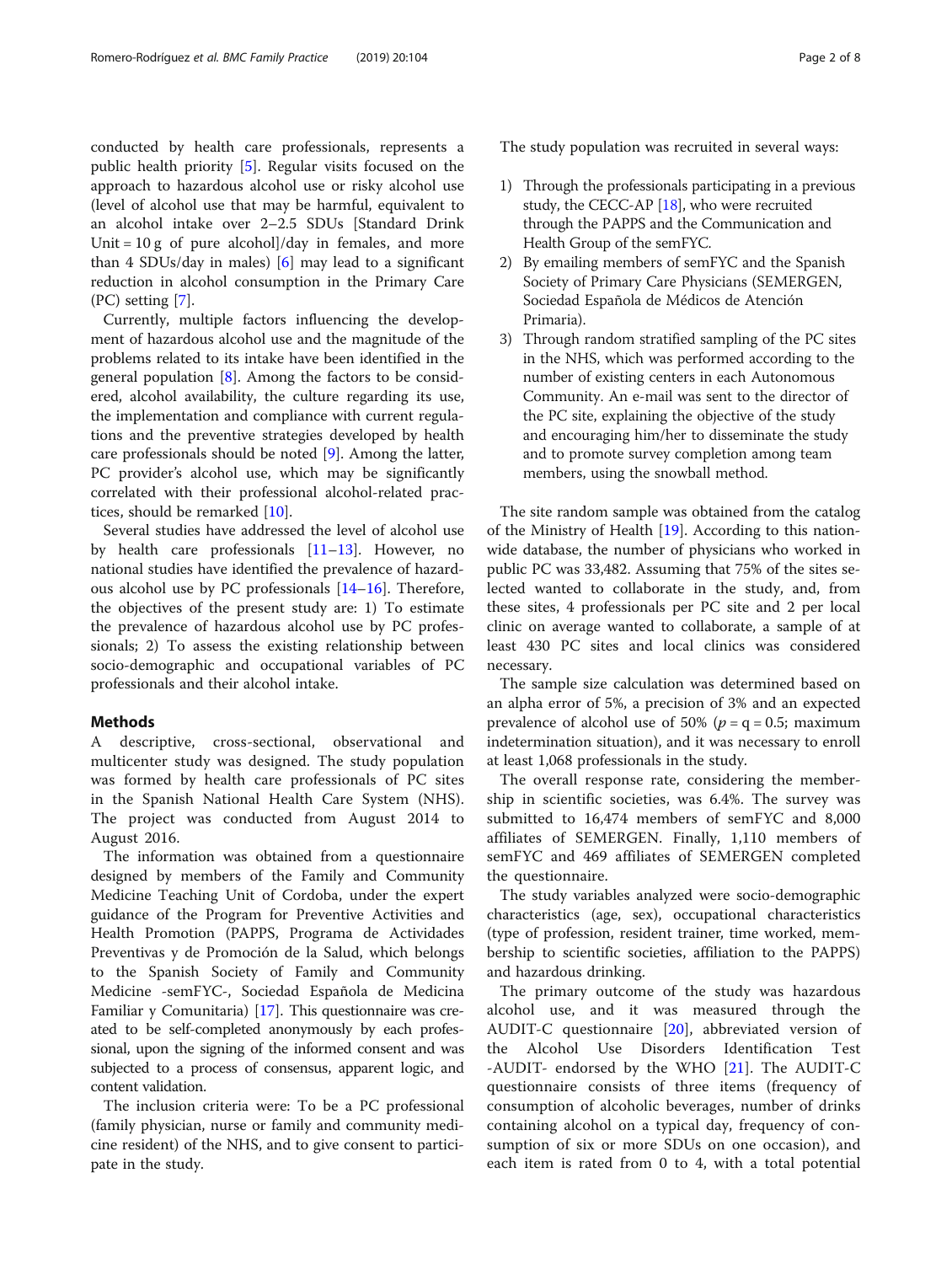conducted by health care professionals, represents a public health priority [5]. Regular visits focused on the approach to hazardous alcohol use or risky alcohol use (level of alcohol use that may be harmful, equivalent to an alcohol intake over 2–2.5 SDUs [Standard Drink Unit = 10 g of pure alcohol]/day in females, and more than 4 SDUs/day in males) [6] may lead to a significant reduction in alcohol consumption in the Primary Care (PC) setting [7].

Currently, multiple factors influencing the development of hazardous alcohol use and the magnitude of the problems related to its intake have been identified in the general population [8]. Among the factors to be considered, alcohol availability, the culture regarding its use, the implementation and compliance with current regulations and the preventive strategies developed by health care professionals should be noted [9]. Among the latter, PC provider's alcohol use, which may be significantly correlated with their professional alcohol-related practices, should be remarked [10].

Several studies have addressed the level of alcohol use by health care professionals [11–13]. However, no national studies have identified the prevalence of hazardous alcohol use by PC professionals [14–16]. Therefore, the objectives of the present study are: 1) To estimate the prevalence of hazardous alcohol use by PC professionals; 2) To assess the existing relationship between socio-demographic and occupational variables of PC professionals and their alcohol intake.

## Methods

A descriptive, cross-sectional, observational and multicenter study was designed. The study population was formed by health care professionals of PC sites in the Spanish National Health Care System (NHS). The project was conducted from August 2014 to August 2016.

The information was obtained from a questionnaire designed by members of the Family and Community Medicine Teaching Unit of Cordoba, under the expert guidance of the Program for Preventive Activities and Health Promotion (PAPPS, Programa de Actividades Preventivas y de Promoción de la Salud, which belongs to the Spanish Society of Family and Community Medicine -semFYC-, Sociedad Española de Medicina Familiar y Comunitaria) [17]. This questionnaire was created to be self-completed anonymously by each professional, upon the signing of the informed consent and was subjected to a process of consensus, apparent logic, and content validation.

The inclusion criteria were: To be a PC professional (family physician, nurse or family and community medicine resident) of the NHS, and to give consent to participate in the study.

The study population was recruited in several ways:

1) Through the professionals participating in a previous study, the CECC-AP [18], who were recruited through the PAPPS and the Communication and Health Group of the semFYC.
2) By emailing members of semFYC and the Spanish Society of Primary Care Physicians (SEMERGEN, Sociedad Española de Médicos de Atención Primaria).
3) Through random stratified sampling of the PC sites in the NHS, which was performed according to the number of existing centers in each Autonomous Community. An e-mail was sent to the director of the PC site, explaining the objective of the study and encouraging him/her to disseminate the study and to promote survey completion among team members, using the snowball method.

The site random sample was obtained from the catalog of the Ministry of Health [19]. According to this nationwide database, the number of physicians who worked in public PC was 33,482. Assuming that 75% of the sites selected wanted to collaborate in the study, and, from these sites, 4 professionals per PC site and 2 per local clinic on average wanted to collaborate, a sample of at least 430 PC sites and local clinics was considered necessary.

The sample size calculation was determined based on an alpha error of 5%, a precision of 3% and an expected prevalence of alcohol use of 50% ($p = q = 0.5$; maximum indetermination situation), and it was necessary to enroll at least 1,068 professionals in the study.

The overall response rate, considering the membership in scientific societies, was 6.4%. The survey was submitted to 16,474 members of semFYC and 8,000 affiliates of SEMERGEN. Finally, 1,110 members of semFYC and 469 affiliates of SEMERGEN completed the questionnaire.

The study variables analyzed were socio-demographic characteristics (age, sex), occupational characteristics (type of profession, resident trainer, time worked, membership to scientific societies, affiliation to the PAPPS) and hazardous drinking.

The primary outcome of the study was hazardous alcohol use, and it was measured through the AUDIT-C questionnaire [20], abbreviated version of the Alcohol Use Disorders Identification Test -AUDIT- endorsed by the WHO [21]. The AUDIT-C questionnaire consists of three items (frequency of consumption of alcoholic beverages, number of drinks containing alcohol on a typical day, frequency of consumption of six or more SDUs on one occasion), and each item is rated from 0 to 4, with a total potential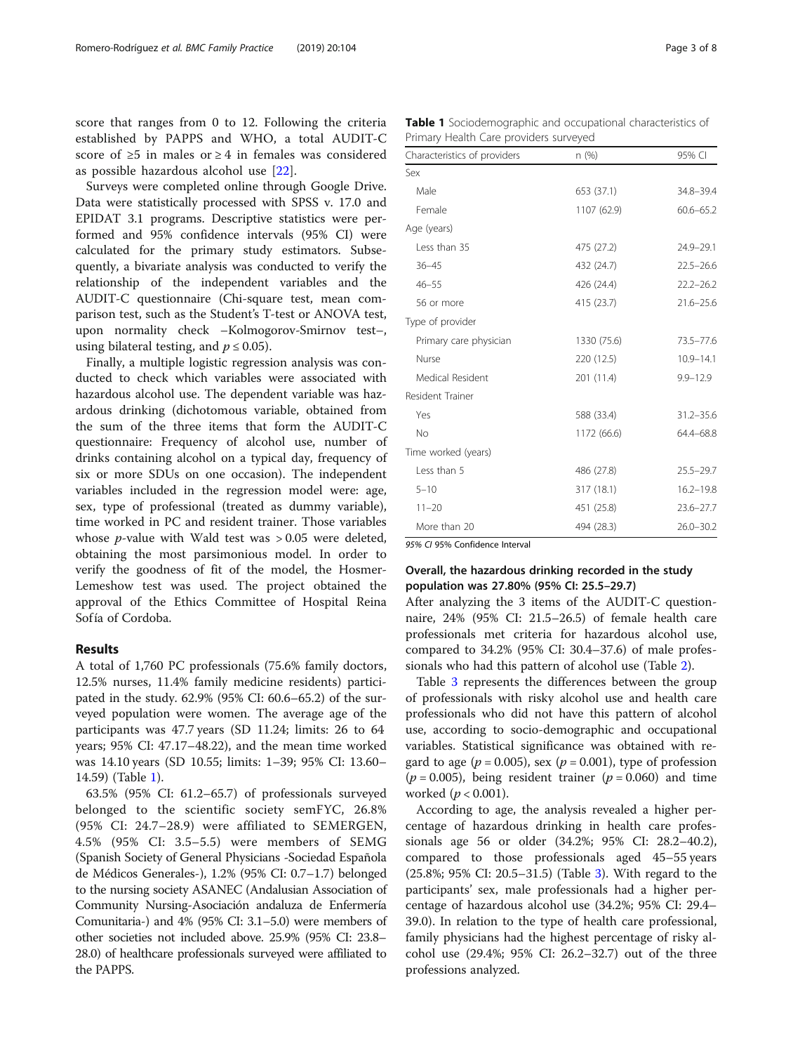score that ranges from 0 to 12. Following the criteria established by PAPPS and WHO, a total AUDIT-C score of ≥5 in males or ≥ 4 in females was considered as possible hazardous alcohol use [22].

Surveys were completed online through Google Drive. Data were statistically processed with SPSS v. 17.0 and EPIDAT 3.1 programs. Descriptive statistics were performed and 95% confidence intervals (95% CI) were calculated for the primary study estimators. Subsequently, a bivariate analysis was conducted to verify the relationship of the independent variables and the AUDIT-C questionnaire (Chi-square test, mean comparison test, such as the Student's T-test or ANOVA test, upon normality check –Kolmogorov-Smirnov test–, using bilateral testing, and $p \leq 0.05$).

Finally, a multiple logistic regression analysis was conducted to check which variables were associated with hazardous alcohol use. The dependent variable was hazardous drinking (dichotomous variable, obtained from the sum of the three items that form the AUDIT-C questionnaire: Frequency of alcohol use, number of drinks containing alcohol on a typical day, frequency of six or more SDUs on one occasion). The independent variables included in the regression model were: age, sex, type of professional (treated as dummy variable), time worked in PC and resident trainer. Those variables whose *p*-value with Wald test was > 0.05 were deleted, obtaining the most parsimonious model. In order to verify the goodness of fit of the model, the Hosmer-Lemeshow test was used. The project obtained the approval of the Ethics Committee of Hospital Reina Sofía of Cordoba.

## Results

A total of 1,760 PC professionals (75.6% family doctors, 12.5% nurses, 11.4% family medicine residents) participated in the study. 62.9% (95% CI: 60.6–65.2) of the surveyed population were women. The average age of the participants was 47.7 years (SD 11.24; limits: 26 to 64 years; 95% CI: 47.17–48.22), and the mean time worked was 14.10 years (SD 10.55; limits: 1–39; 95% CI: 13.60–14.59) (Table 1).

63.5% (95% CI: 61.2–65.7) of professionals surveyed belonged to the scientific society semFYC, 26.8% (95% CI: 24.7–28.9) were affiliated to SEMERGEN, 4.5% (95% CI: 3.5–5.5) were members of SEMG (Spanish Society of General Physicians -Sociedad Española de Médicos Generales-), 1.2% (95% CI: 0.7–1.7) belonged to the nursing society ASANEC (Andalusian Association of Community Nursing-Asociación andaluza de Enfermería Comunitaria-) and 4% (95% CI: 3.1–5.0) were members of other societies not included above. 25.9% (95% CI: 23.8–28.0) of healthcare professionals surveyed were affiliated to the PAPPS.

**Table 1** Sociodemographic and occupational characteristics of Primary Health Care providers surveyed

| Characteristics of providers | n (%) | 95% CI |
|---|---|---|
| Sex | | |
| Male | 653 (37.1) | 34.8–39.4 |
| Female | 1107 (62.9) | 60.6–65.2 |
| Age (years) | | |
| Less than 35 | 475 (27.2) | 24.9–29.1 |
| 36–45 | 432 (24.7) | 22.5–26.6 |
| 46–55 | 426 (24.4) | 22.2–26.2 |
| 56 or more | 415 (23.7) | 21.6–25.6 |
| Type of provider | | |
| Primary care physician | 1330 (75.6) | 73.5–77.6 |
| Nurse | 220 (12.5) | 10.9–14.1 |
| Medical Resident | 201 (11.4) | 9.9–12.9 |
| Resident Trainer | | |
| Yes | 588 (33.4) | 31.2–35.6 |
| No | 1172 (66.6) | 64.4–68.8 |
| Time worked (years) | | |
| Less than 5 | 486 (27.8) | 25.5–29.7 |
| 5–10 | 317 (18.1) | 16.2–19.8 |
| 11–20 | 451 (25.8) | 23.6–27.7 |
| More than 20 | 494 (28.3) | 26.0–30.2 |

*95% CI* 95% Confidence Interval

### Overall, the hazardous drinking recorded in the study population was 27.80% (95% CI: 25.5–29.7)

After analyzing the 3 items of the AUDIT-C questionnaire, 24% (95% CI: 21.5–26.5) of female health care professionals met criteria for hazardous alcohol use, compared to 34.2% (95% CI: 30.4–37.6) of male professionals who had this pattern of alcohol use (Table 2).

Table 3 represents the differences between the group of professionals with risky alcohol use and health care professionals who did not have this pattern of alcohol use, according to socio-demographic and occupational variables. Statistical significance was obtained with regard to age ($p = 0.005$), sex ($p = 0.001$), type of profession ($p = 0.005$), being resident trainer ($p = 0.060$) and time worked ($p < 0.001$).

According to age, the analysis revealed a higher percentage of hazardous drinking in health care professionals age 56 or older (34.2%; 95% CI: 28.2–40.2), compared to those professionals aged 45–55 years (25.8%; 95% CI: 20.5–31.5) (Table 3). With regard to the participants' sex, male professionals had a higher percentage of hazardous alcohol use (34.2%; 95% CI: 29.4–39.0). In relation to the type of health care professional, family physicians had the highest percentage of risky alcohol use (29.4%; 95% CI: 26.2–32.7) out of the three professions analyzed.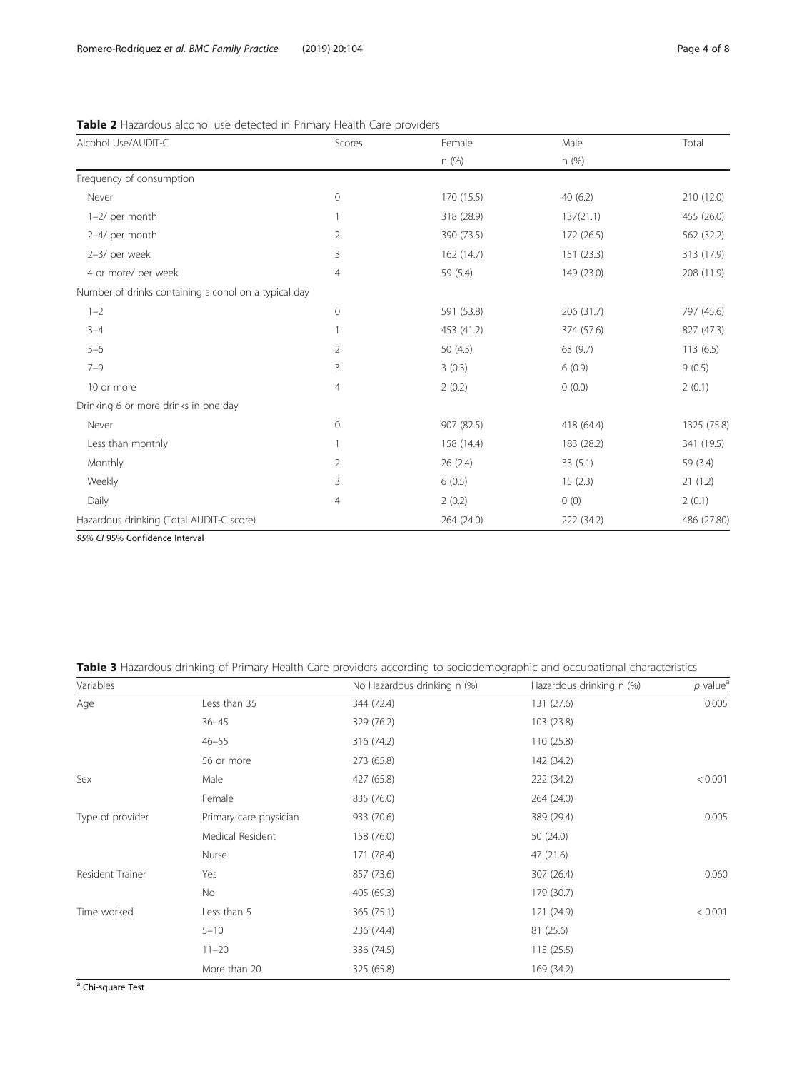**Table 2** Hazardous alcohol use detected in Primary Health Care providers

| Alcohol Use/AUDIT-C | Scores | Female n (%) | Male n (%) | Total |
|---|---|---|---|---|
| Frequency of consumption | | | | |
| Never | 0 | 170 (15.5) | 40 (6.2) | 210 (12.0) |
| 1–2/ per month | 1 | 318 (28.9) | 137(21.1) | 455 (26.0) |
| 2–4/ per month | 2 | 390 (73.5) | 172 (26.5) | 562 (32.2) |
| 2–3/ per week | 3 | 162 (14.7) | 151 (23.3) | 313 (17.9) |
| 4 or more/ per week | 4 | 59 (5.4) | 149 (23.0) | 208 (11.9) |
| Number of drinks containing alcohol on a typical day | | | | |
| 1–2 | 0 | 591 (53.8) | 206 (31.7) | 797 (45.6) |
| 3–4 | 1 | 453 (41.2) | 374 (57.6) | 827 (47.3) |
| 5–6 | 2 | 50 (4.5) | 63 (9.7) | 113 (6.5) |
| 7–9 | 3 | 3 (0.3) | 6 (0.9) | 9 (0.5) |
| 10 or more | 4 | 2 (0.2) | 0 (0.0) | 2 (0.1) |
| Drinking 6 or more drinks in one day | | | | |
| Never | 0 | 907 (82.5) | 418 (64.4) | 1325 (75.8) |
| Less than monthly | 1 | 158 (14.4) | 183 (28.2) | 341 (19.5) |
| Monthly | 2 | 26 (2.4) | 33 (5.1) | 59 (3.4) |
| Weekly | 3 | 6 (0.5) | 15 (2.3) | 21 (1.2) |
| Daily | 4 | 2 (0.2) | 0 (0) | 2 (0.1) |
| Hazardous drinking (Total AUDIT-C score) | | 264 (24.0) | 222 (34.2) | 486 (27.80) |

*95% CI* 95% Confidence Interval

**Table 3** Hazardous drinking of Primary Health Care providers according to sociodemographic and occupational characteristics

| Variables | | No Hazardous drinking n (%) | Hazardous drinking n (%) | *p* value[a] |
|---|---|---|---|---|
| Age | Less than 35 | 344 (72.4) | 131 (27.6) | 0.005 |
| | 36–45 | 329 (76.2) | 103 (23.8) | |
| | 46–55 | 316 (74.2) | 110 (25.8) | |
| | 56 or more | 273 (65.8) | 142 (34.2) | |
| Sex | Male | 427 (65.8) | 222 (34.2) | < 0.001 |
| | Female | 835 (76.0) | 264 (24.0) | |
| Type of provider | Primary care physician | 933 (70.6) | 389 (29.4) | 0.005 |
| | Medical Resident | 158 (76.0) | 50 (24.0) | |
| | Nurse | 171 (78.4) | 47 (21.6) | |
| Resident Trainer | Yes | 857 (73.6) | 307 (26.4) | 0.060 |
| | No | 405 (69.3) | 179 (30.7) | |
| Time worked | Less than 5 | 365 (75.1) | 121 (24.9) | < 0.001 |
| | 5–10 | 236 (74.4) | 81 (25.6) | |
| | 11–20 | 336 (74.5) | 115 (25.5) | |
| | More than 20 | 325 (65.8) | 169 (34.2) | |

[a] Chi-square Test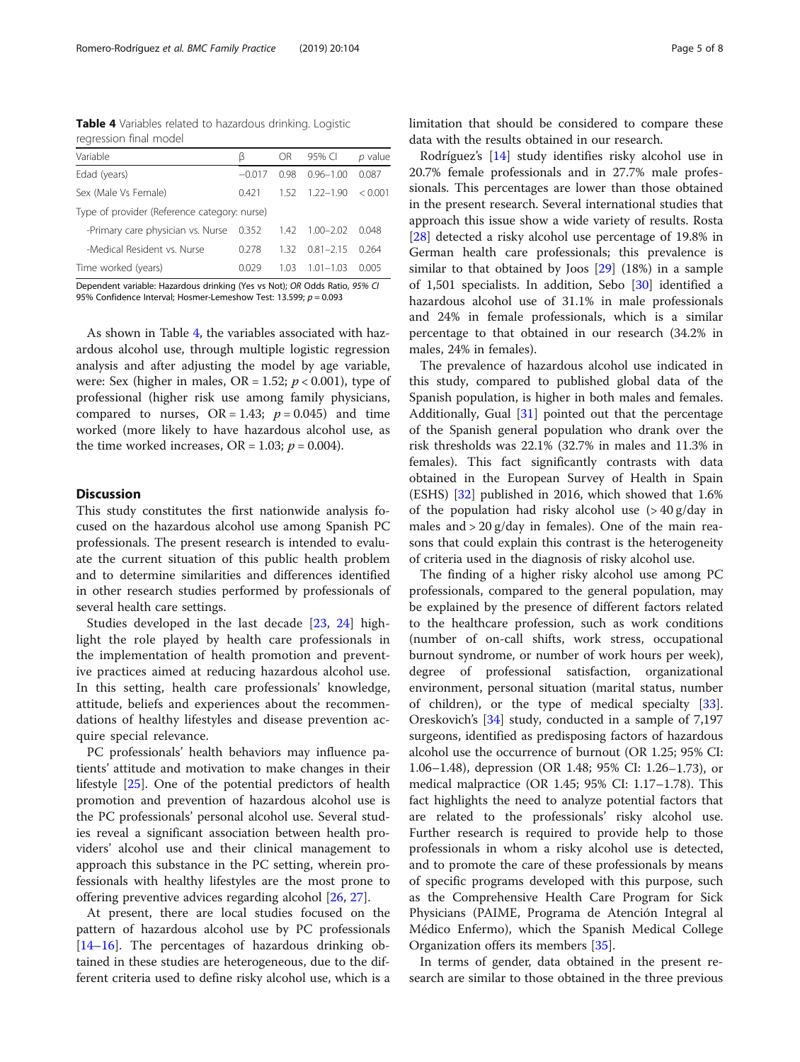**Table 4** Variables related to hazardous drinking. Logistic regression final model

| Variable | β | OR | 95% CI | *p* value |
|---|---|---|---|---|
| Edad (years) | −0.017 | 0.98 | 0.96–1.00 | 0.087 |
| Sex (Male Vs Female) | 0.421 | 1.52 | 1.22–1.90 | < 0.001 |
| Type of provider (Reference category: nurse) | | | | |
| -Primary care physician vs. Nurse | 0.352 | 1.42 | 1.00–2.02 | 0.048 |
| -Medical Resident vs. Nurse | 0.278 | 1.32 | 0.81–2.15 | 0.264 |
| Time worked (years) | 0.029 | 1.03 | 1.01–1.03 | 0.005 |

Dependent variable: Hazardous drinking (Yes vs Not); *OR* Odds Ratio, *95% CI* 95% Confidence Interval; Hosmer-Lemeshow Test: 13.599; $p = 0.093$

As shown in Table 4, the variables associated with hazardous alcohol use, through multiple logistic regression analysis and after adjusting the model by age variable, were: Sex (higher in males, OR = 1.52; $p < 0.001$), type of professional (higher risk use among family physicians, compared to nurses, OR = 1.43; $p = 0.045$) and time worked (more likely to have hazardous alcohol use, as the time worked increases, OR = 1.03; $p = 0.004$).

## Discussion

This study constitutes the first nationwide analysis focused on the hazardous alcohol use among Spanish PC professionals. The present research is intended to evaluate the current situation of this public health problem and to determine similarities and differences identified in other research studies performed by professionals of several health care settings.

Studies developed in the last decade [23, 24] highlight the role played by health care professionals in the implementation of health promotion and preventive practices aimed at reducing hazardous alcohol use. In this setting, health care professionals' knowledge, attitude, beliefs and experiences about the recommendations of healthy lifestyles and disease prevention acquire special relevance.

PC professionals' health behaviors may influence patients' attitude and motivation to make changes in their lifestyle [25]. One of the potential predictors of health promotion and prevention of hazardous alcohol use is the PC professionals' personal alcohol use. Several studies reveal a significant association between health providers' alcohol use and their clinical management to approach this substance in the PC setting, wherein professionals with healthy lifestyles are the most prone to offering preventive advices regarding alcohol [26, 27].

At present, there are local studies focused on the pattern of hazardous alcohol use by PC professionals [14–16]. The percentages of hazardous drinking obtained in these studies are heterogeneous, due to the different criteria used to define risky alcohol use, which is a limitation that should be considered to compare these data with the results obtained in our research.

Rodríguez's [14] study identifies risky alcohol use in 20.7% female professionals and in 27.7% male professionals. This percentages are lower than those obtained in the present research. Several international studies that approach this issue show a wide variety of results. Rosta [28] detected a risky alcohol use percentage of 19.8% in German health care professionals; this prevalence is similar to that obtained by Joos [29] (18%) in a sample of 1,501 specialists. In addition, Sebo [30] identified a hazardous alcohol use of 31.1% in male professionals and 24% in female professionals, which is a similar percentage to that obtained in our research (34.2% in males, 24% in females).

The prevalence of hazardous alcohol use indicated in this study, compared to published global data of the Spanish population, is higher in both males and females. Additionally, Gual [31] pointed out that the percentage of the Spanish general population who drank over the risk thresholds was 22.1% (32.7% in males and 11.3% in females). This fact significantly contrasts with data obtained in the European Survey of Health in Spain (ESHS) [32] published in 2016, which showed that 1.6% of the population had risky alcohol use (> 40 g/day in males and > 20 g/day in females). One of the main reasons that could explain this contrast is the heterogeneity of criteria used in the diagnosis of risky alcohol use.

The finding of a higher risky alcohol use among PC professionals, compared to the general population, may be explained by the presence of different factors related to the healthcare profession, such as work conditions (number of on-call shifts, work stress, occupational burnout syndrome, or number of work hours per week), degree of professional satisfaction, organizational environment, personal situation (marital status, number of children), or the type of medical specialty [33]. Oreskovich's [34] study, conducted in a sample of 7,197 surgeons, identified as predisposing factors of hazardous alcohol use the occurrence of burnout (OR 1.25; 95% CI: 1.06–1.48), depression (OR 1.48; 95% CI: 1.26–1.73), or medical malpractice (OR 1.45; 95% CI: 1.17–1.78). This fact highlights the need to analyze potential factors that are related to the professionals' risky alcohol use. Further research is required to provide help to those professionals in whom a risky alcohol use is detected, and to promote the care of these professionals by means of specific programs developed with this purpose, such as the Comprehensive Health Care Program for Sick Physicians (PAIME, Programa de Atención Integral al Médico Enfermo), which the Spanish Medical College Organization offers its members [35].

In terms of gender, data obtained in the present research are similar to those obtained in the three previous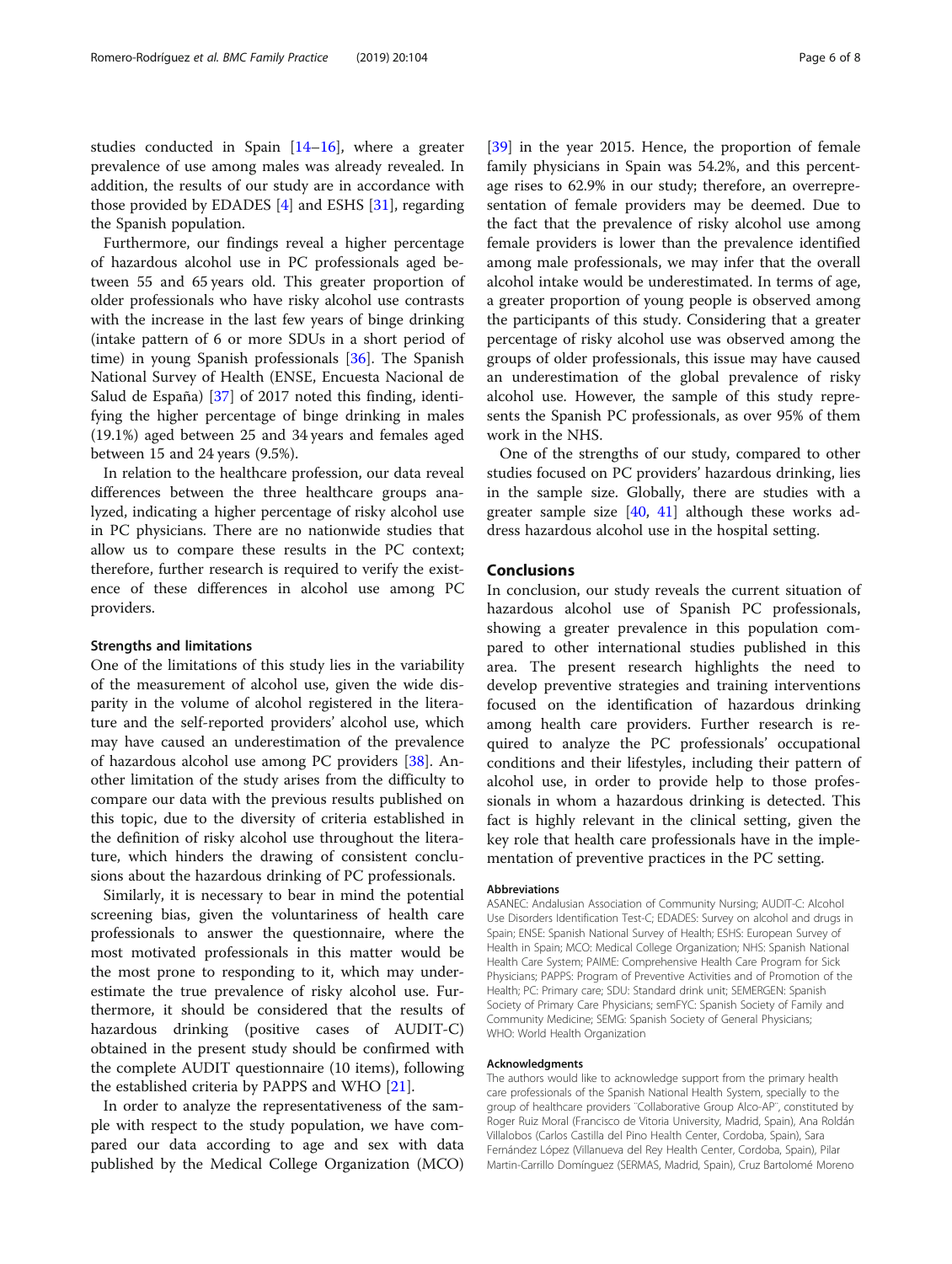studies conducted in Spain [14–16], where a greater prevalence of use among males was already revealed. In addition, the results of our study are in accordance with those provided by EDADES [4] and ESHS [31], regarding the Spanish population.

Furthermore, our findings reveal a higher percentage of hazardous alcohol use in PC professionals aged between 55 and 65 years old. This greater proportion of older professionals who have risky alcohol use contrasts with the increase in the last few years of binge drinking (intake pattern of 6 or more SDUs in a short period of time) in young Spanish professionals [36]. The Spanish National Survey of Health (ENSE, Encuesta Nacional de Salud de España) [37] of 2017 noted this finding, identifying the higher percentage of binge drinking in males (19.1%) aged between 25 and 34 years and females aged between 15 and 24 years (9.5%).

In relation to the healthcare profession, our data reveal differences between the three healthcare groups analyzed, indicating a higher percentage of risky alcohol use in PC physicians. There are no nationwide studies that allow us to compare these results in the PC context; therefore, further research is required to verify the existence of these differences in alcohol use among PC providers.

### Strengths and limitations

One of the limitations of this study lies in the variability of the measurement of alcohol use, given the wide disparity in the volume of alcohol registered in the literature and the self-reported providers' alcohol use, which may have caused an underestimation of the prevalence of hazardous alcohol use among PC providers [38]. Another limitation of the study arises from the difficulty to compare our data with the previous results published on this topic, due to the diversity of criteria established in the definition of risky alcohol use throughout the literature, which hinders the drawing of consistent conclusions about the hazardous drinking of PC professionals.

Similarly, it is necessary to bear in mind the potential screening bias, given the voluntariness of health care professionals to answer the questionnaire, where the most motivated professionals in this matter would be the most prone to responding to it, which may underestimate the true prevalence of risky alcohol use. Furthermore, it should be considered that the results of hazardous drinking (positive cases of AUDIT-C) obtained in the present study should be confirmed with the complete AUDIT questionnaire (10 items), following the established criteria by PAPPS and WHO [21].

In order to analyze the representativeness of the sample with respect to the study population, we have compared our data according to age and sex with data published by the Medical College Organization (MCO) [39] in the year 2015. Hence, the proportion of female family physicians in Spain was 54.2%, and this percentage rises to 62.9% in our study; therefore, an overrepresentation of female providers may be deemed. Due to the fact that the prevalence of risky alcohol use among female providers is lower than the prevalence identified among male professionals, we may infer that the overall alcohol intake would be underestimated. In terms of age, a greater proportion of young people is observed among the participants of this study. Considering that a greater percentage of risky alcohol use was observed among the groups of older professionals, this issue may have caused an underestimation of the global prevalence of risky alcohol use. However, the sample of this study represents the Spanish PC professionals, as over 95% of them work in the NHS.

One of the strengths of our study, compared to other studies focused on PC providers' hazardous drinking, lies in the sample size. Globally, there are studies with a greater sample size [40, 41] although these works address hazardous alcohol use in the hospital setting.

## Conclusions

In conclusion, our study reveals the current situation of hazardous alcohol use of Spanish PC professionals, showing a greater prevalence in this population compared to other international studies published in this area. The present research highlights the need to develop preventive strategies and training interventions focused on the identification of hazardous drinking among health care providers. Further research is required to analyze the PC professionals' occupational conditions and their lifestyles, including their pattern of alcohol use, in order to provide help to those professionals in whom a hazardous drinking is detected. This fact is highly relevant in the clinical setting, given the key role that health care professionals have in the implementation of preventive practices in the PC setting.

#### Abbreviations

ASANEC: Andalusian Association of Community Nursing; AUDIT-C: Alcohol Use Disorders Identification Test-C; EDADES: Survey on alcohol and drugs in Spain; ENSE: Spanish National Survey of Health; ESHS: European Survey of Health in Spain; MCO: Medical College Organization; NHS: Spanish National Health Care System; PAIME: Comprehensive Health Care Program for Sick Physicians; PAPPS: Program of Preventive Activities and of Promotion of the Health; PC: Primary care; SDU: Standard drink unit; SEMERGEN: Spanish Society of Primary Care Physicians; semFYC: Spanish Society of Family and Community Medicine; SEMG: Spanish Society of General Physicians; WHO: World Health Organization

#### Acknowledgments

The authors would like to acknowledge support from the primary health care professionals of the Spanish National Health System, specially to the group of healthcare providers ¨Collaborative Group Alco-AP¨, constituted by Roger Ruiz Moral (Francisco de Vitoria University, Madrid, Spain), Ana Roldán Villalobos (Carlos Castilla del Pino Health Center, Cordoba, Spain), Sara Fernández López (Villanueva del Rey Health Center, Cordoba, Spain), Pilar Martin-Carrillo Domínguez (SERMAS, Madrid, Spain), Cruz Bartolomé Moreno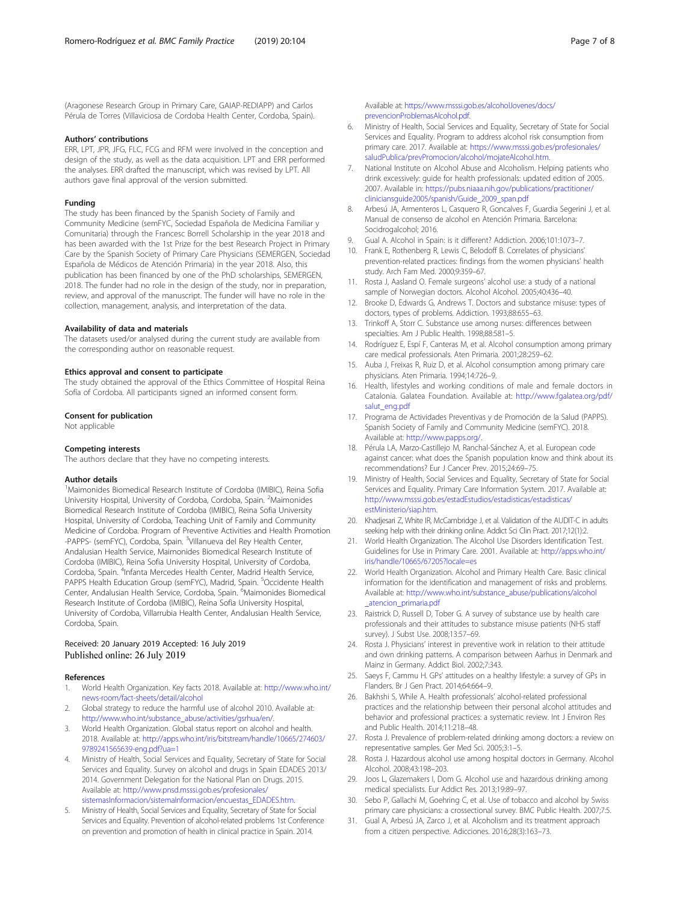(Aragonese Research Group in Primary Care, GAIAP-REDIAPP) and Carlos Pérula de Torres (Villaviciosa de Cordoba Health Center, Cordoba, Spain).

### Authors' contributions

ERR, LPT, JPR, JFG, FLC, FCG and RFM were involved in the conception and design of the study, as well as the data acquisition. LPT and ERR performed the analyses. ERR drafted the manuscript, which was revised by LPT. All authors gave final approval of the version submitted.

### Funding

The study has been financed by the Spanish Society of Family and Community Medicine (semFYC, Sociedad Española de Medicina Familiar y Comunitaria) through the Francesc Borrell Scholarship in the year 2018 and has been awarded with the 1st Prize for the best Research Project in Primary Care by the Spanish Society of Primary Care Physicians (SEMERGEN, Sociedad Española de Médicos de Atención Primaria) in the year 2018. Also, this publication has been financed by one of the PhD scholarships, SEMERGEN, 2018. The funder had no role in the design of the study, nor in preparation, review, and approval of the manuscript. The funder will have no role in the collection, management, analysis, and interpretation of the data.

### Availability of data and materials

The datasets used/or analysed during the current study are available from the corresponding author on reasonable request.

### Ethics approval and consent to participate

The study obtained the approval of the Ethics Committee of Hospital Reina Sofía of Cordoba. All participants signed an informed consent form.

### Consent for publication

Not applicable

### Competing interests

The authors declare that they have no competing interests.

### Author details

[1]Maimonides Biomedical Research Institute of Cordoba (IMIBIC), Reina Sofia University Hospital, University of Cordoba, Cordoba, Spain. [2]Maimonides Biomedical Research Institute of Cordoba (IMIBIC), Reina Sofia University Hospital, University of Cordoba, Teaching Unit of Family and Community Medicine of Cordoba. Program of Preventive Activities and Health Promotion -PAPPS- (semFYC), Cordoba, Spain. [3]Villanueva del Rey Health Center, Andalusian Health Service, Maimonides Biomedical Research Institute of Cordoba (IMIBIC), Reina Sofia University Hospital, University of Cordoba, Cordoba, Spain. [4]Infanta Mercedes Health Center, Madrid Health Service, PAPPS Health Education Group (semFYC), Madrid, Spain. [5]Occidente Health Center, Andalusian Health Service, Cordoba, Spain. [6]Maimonides Biomedical Research Institute of Cordoba (IMIBIC), Reina Sofia University Hospital, University of Cordoba, Villarrubia Health Center, Andalusian Health Service, Cordoba, Spain.

Received: 20 January 2019 Accepted: 16 July 2019
Published online: 26 July 2019

### References

1. World Health Organization. Key facts 2018. Available at: http://www.who.int/news-room/fact-sheets/detail/alcohol
2. Global strategy to reduce the harmful use of alcohol 2010. Available at: http://www.who.int/substance_abuse/activities/gsrhua/en/.
3. World Health Organization. Global status report on alcohol and health. 2018. Available at: http://apps.who.int/iris/bitstream/handle/10665/274603/9789241565639-eng.pdf?ua=1
4. Ministry of Health, Social Services and Equality, Secretary of State for Social Services and Equality. Survey on alcohol and drugs in Spain EDADES 2013/2014. Government Delegation for the National Plan on Drugs. 2015. Available at: http://www.pnsd.msssi.gob.es/profesionales/sistemasInformacion/sistemaInformacion/encuestas_EDADES.htm.
5. Ministry of Health, Social Services and Equality, Secretary of State for Social Services and Equality. Prevention of alcohol-related problems 1st Conference on prevention and promotion of health in clinical practice in Spain. 2014. Available at: https://www.msssi.gob.es/alcoholJovenes/docs/prevencionProblemasAlcohol.pdf.
6. Ministry of Health, Social Services and Equality, Secretary of State for Social Services and Equality. Program to address alcohol risk consumption from primary care. 2017. Available at: https://www.msssi.gob.es/profesionales/saludPublica/prevPromocion/alcohol/mojateAlcohol.htm.
7. National Institute on Alcohol Abuse and Alcoholism. Helping patients who drink excessively: guide for health professionals: updated edition of 2005. 2007. Available in: https://pubs.niaaa.nih.gov/publications/practitioner/cliniciansguide2005/spanish/Guide_2009_span.pdf
8. Arbesú JA, Armenteros L, Casquero R, Goncalves F, Guardia Segerini J, et al. Manual de consenso de alcohol en Atención Primaria. Barcelona: Socidrogalcohol; 2016.
9. Gual A. Alcohol in Spain: is it different? Addiction. 2006;101:1073–7.
10. Frank E, Rothenberg R, Lewis C, Belodoff B. Correlates of physicians' prevention-related practices: findings from the women physicians' health study. Arch Fam Med. 2000;9:359–67.
11. Rosta J, Aasland O. Female surgeons' alcohol use: a study of a national sample of Norwegian doctors. Alcohol Alcohol. 2005;40:436–40.
12. Brooke D, Edwards G, Andrews T. Doctors and substance misuse: types of doctors, types of problems. Addiction. 1993;88:655–63.
13. Trinkoff A, Storr C. Substance use among nurses: differences between specialties. Am J Public Health. 1998;88:581–5.
14. Rodríguez E, Espí F, Canteras M, et al. Alcohol consumption among primary care medical professionals. Aten Primaria. 2001;28:259–62.
15. Auba J, Freixas R, Ruiz D, et al. Alcohol consumption among primary care physicians. Aten Primaria. 1994;14:726–9.
16. Health, lifestyles and working conditions of male and female doctors in Catalonia. Galatea Foundation. Available at: http://www.fgalatea.org/pdf/salut_eng.pdf
17. Programa de Actividades Preventivas y de Promoción de la Salud (PAPPS). Spanish Society of Family and Community Medicine (semFYC). 2018. Available at: http://www.papps.org/.
18. Pérula LA, Marzo-Castillejo M, Ranchal-Sánchez A, et al. European code against cancer: what does the Spanish population know and think about its recommendations? Eur J Cancer Prev. 2015;24:69–75.
19. Ministry of Health, Social Services and Equality, Secretary of State for Social Services and Equality. Primary Care Information System. 2017. Available at: http://www.msssi.gob.es/estadEstudios/estadisticas/estadisticas/estMinisterio/siap.htm.
20. Khadjesari Z, White IR, McCambridge J, et al. Validation of the AUDIT-C in adults seeking help with their drinking online. Addict Sci Clin Pract. 2017;12(1):2.
21. World Health Organization. The Alcohol Use Disorders Identification Test. Guidelines for Use in Primary Care. 2001. Available at: http://apps.who.int/iris/handle/10665/67205?locale=es
22. World Health Organization. Alcohol and Primary Health Care. Basic clinical information for the identification and management of risks and problems. Available at: http://www.who.int/substance_abuse/publications/alcohol_atencion_primaria.pdf
23. Raistrick D, Russell D, Tober G. A survey of substance use by health care professionals and their attitudes to substance misuse patients (NHS staff survey). J Subst Use. 2008;13:57–69.
24. Rosta J. Physicians' interest in preventive work in relation to their attitude and own drinking patterns. A comparison between Aarhus in Denmark and Mainz in Germany. Addict Biol. 2002;7:343.
25. Saeys F, Cammu H. GPs' attitudes on a healthy lifestyle: a survey of GPs in Flanders. Br J Gen Pract. 2014;64:664–9.
26. Bakhshi S, While A. Health professionals' alcohol-related professional practices and the relationship between their personal alcohol attitudes and behavior and professional practices: a systematic review. Int J Environ Res and Public Health. 2014;11:218–48.
27. Rosta J. Prevalence of problem-related drinking among doctors: a review on representative samples. Ger Med Sci. 2005;3:1–5.
28. Rosta J. Hazardous alcohol use among hospital doctors in Germany. Alcohol Alcohol. 2008;43:198–203.
29. Joos L, Glazemakers I, Dom G. Alcohol use and hazardous drinking among medical specialists. Eur Addict Res. 2013;19:89–97.
30. Sebo P, Gallachi M, Goehring C, et al. Use of tobacco and alcohol by Swiss primary care physicians: a crossectional survey. BMC Public Health. 2007;7:5.
31. Gual A, Arbesú JA, Zarco J, et al. Alcoholism and its treatment approach from a citizen perspective. Adicciones. 2016;28(3):163–73.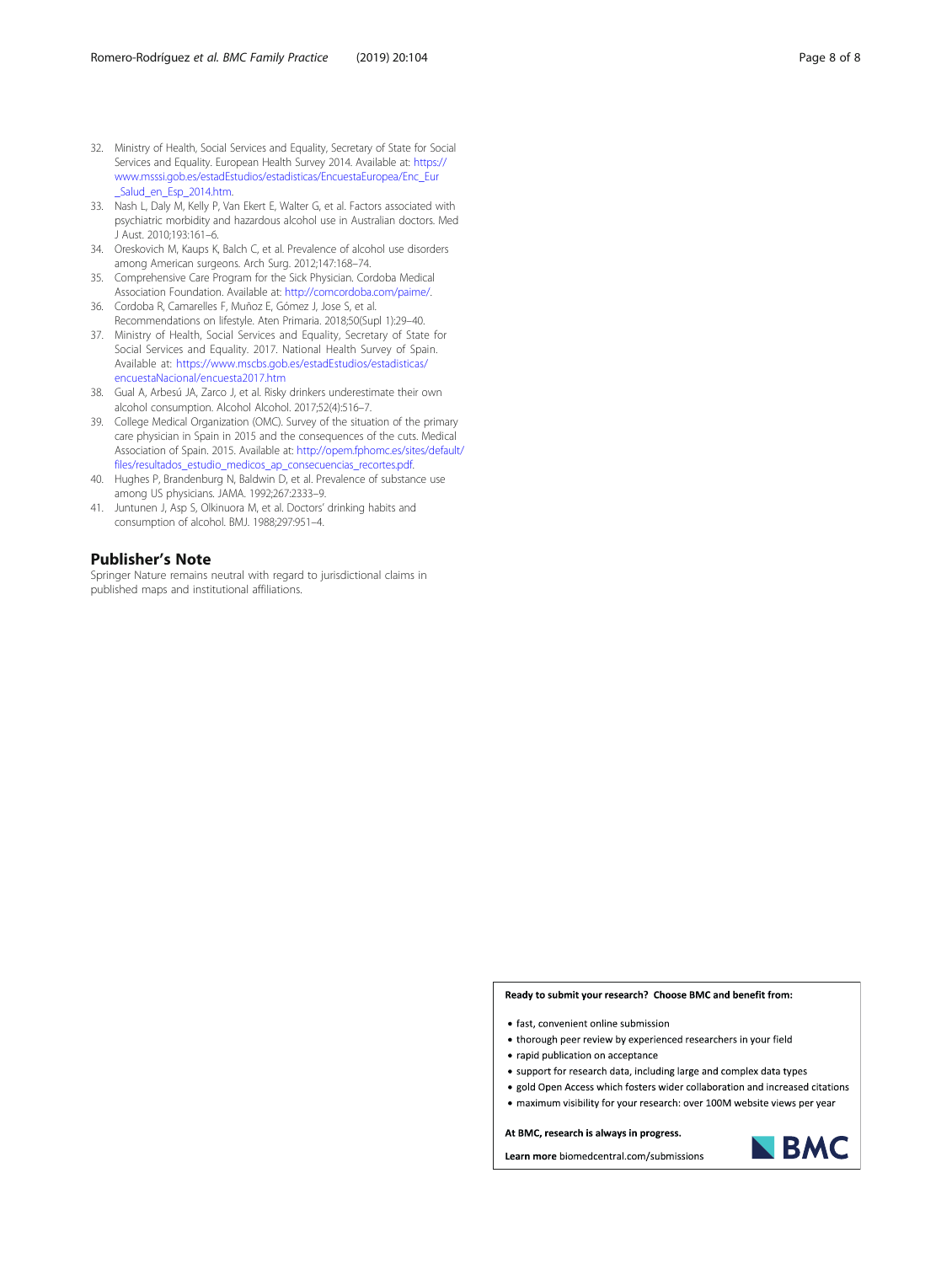32. Ministry of Health, Social Services and Equality, Secretary of State for Social Services and Equality. European Health Survey 2014. Available at: https://www.msssi.gob.es/estadEstudios/estadisticas/EncuestaEuropea/Enc_Eur_Salud_en_Esp_2014.htm.
33. Nash L, Daly M, Kelly P, Van Ekert E, Walter G, et al. Factors associated with psychiatric morbidity and hazardous alcohol use in Australian doctors. Med J Aust. 2010;193:161–6.
34. Oreskovich M, Kaups K, Balch C, et al. Prevalence of alcohol use disorders among American surgeons. Arch Surg. 2012;147:168–74.
35. Comprehensive Care Program for the Sick Physician. Cordoba Medical Association Foundation. Available at: http://comcordoba.com/paime/.
36. Cordoba R, Camarelles F, Muñoz E, Gómez J, Jose S, et al. Recommendations on lifestyle. Aten Primaria. 2018;50(Supl 1):29–40.
37. Ministry of Health, Social Services and Equality, Secretary of State for Social Services and Equality. 2017. National Health Survey of Spain. Available at: https://www.mscbs.gob.es/estadEstudios/estadisticas/encuestaNacional/encuesta2017.htm
38. Gual A, Arbesú JA, Zarco J, et al. Risky drinkers underestimate their own alcohol consumption. Alcohol Alcohol. 2017;52(4):516–7.
39. College Medical Organization (OMC). Survey of the situation of the primary care physician in Spain in 2015 and the consequences of the cuts. Medical Association of Spain. 2015. Available at: http://opem.fphomc.es/sites/default/files/resultados_estudio_medicos_ap_consecuencias_recortes.pdf.
40. Hughes P, Brandenburg N, Baldwin D, et al. Prevalence of substance use among US physicians. JAMA. 1992;267:2333–9.
41. Juntunen J, Asp S, Olkinuora M, et al. Doctors' drinking habits and consumption of alcohol. BMJ. 1988;297:951–4.

## Publisher's Note

Springer Nature remains neutral with regard to jurisdictional claims in published maps and institutional affiliations.

**Ready to submit your research? Choose BMC and benefit from:**

- fast, convenient online submission
- thorough peer review by experienced researchers in your field
- rapid publication on acceptance
- support for research data, including large and complex data types
- gold Open Access which fosters wider collaboration and increased citations
- maximum visibility for your research: over 100M website views per year

**At BMC, research is always in progress.**

**Learn more** biomedcentral.com/submissions

BMC